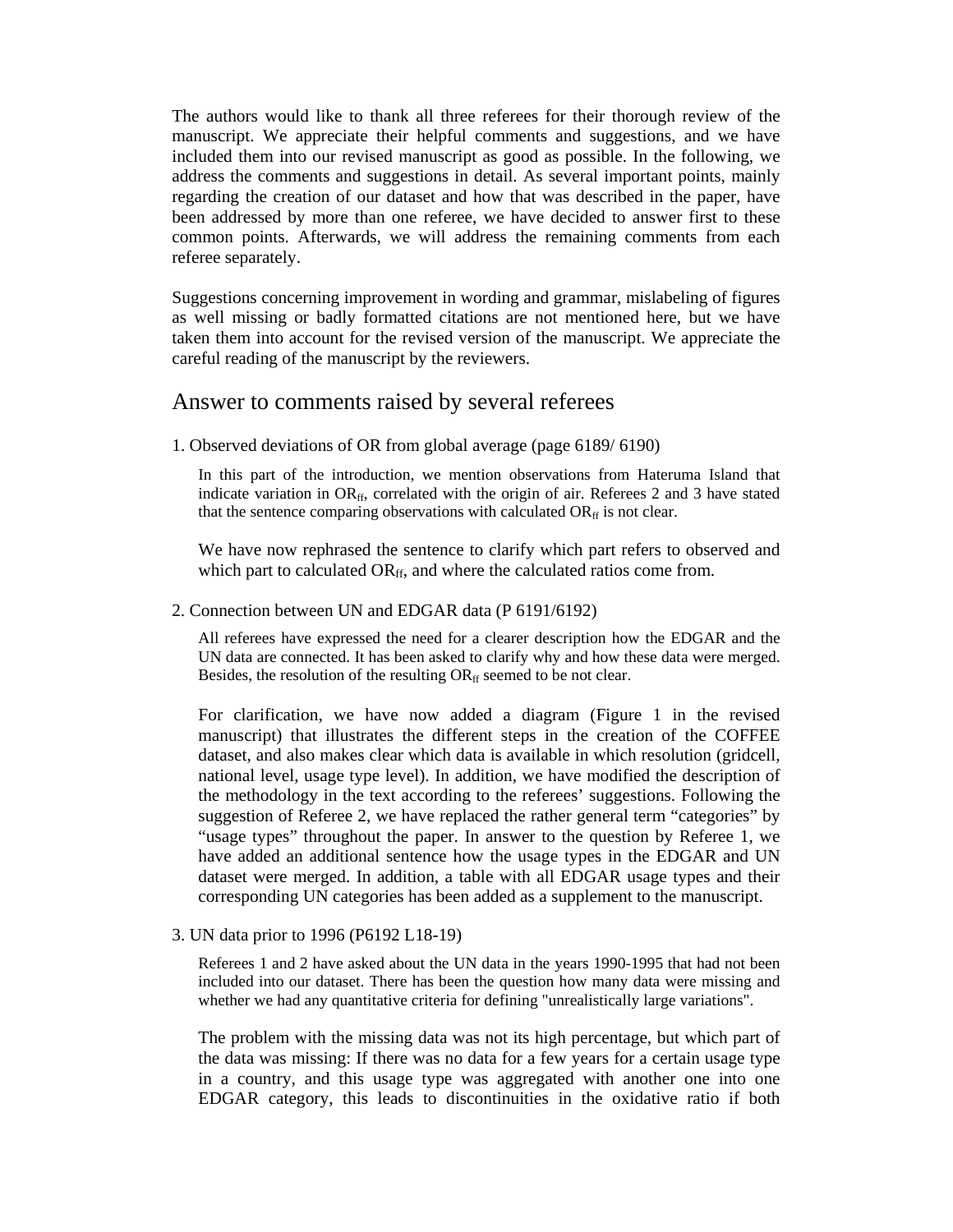The authors would like to thank all three referees for their thorough review of the manuscript. We appreciate their helpful comments and suggestions, and we have included them into our revised manuscript as good as possible. In the following, we address the comments and suggestions in detail. As several important points, mainly regarding the creation of our dataset and how that was described in the paper, have been addressed by more than one referee, we have decided to answer first to these common points. Afterwards, we will address the remaining comments from each referee separately.

Suggestions concerning improvement in wording and grammar, mislabeling of figures as well missing or badly formatted citations are not mentioned here, but we have taken them into account for the revised version of the manuscript. We appreciate the careful reading of the manuscript by the reviewers.

## Answer to comments raised by several referees

1. Observed deviations of OR from global average (page 6189/ 6190)

> In this part of the introduction, we mention observations from Hateruma Island that indicate variation in $OR_{ff}$, correlated with the origin of air. Referees 2 and 3 have stated that the sentence comparing observations with calculated $OR_{ff}$ is not clear.
>
> We have now rephrased the sentence to clarify which part refers to observed and which part to calculated $OR_{ff}$, and where the calculated ratios come from.

2. Connection between UN and EDGAR data (P 6191/6192)

> All referees have expressed the need for a clearer description how the EDGAR and the UN data are connected. It has been asked to clarify why and how these data were merged. Besides, the resolution of the resulting $OR_{ff}$ seemed to be not clear.
>
> For clarification, we have now added a diagram (Figure 1 in the revised manuscript) that illustrates the different steps in the creation of the COFFEE dataset, and also makes clear which data is available in which resolution (gridcell, national level, usage type level). In addition, we have modified the description of the methodology in the text according to the referees' suggestions. Following the suggestion of Referee 2, we have replaced the rather general term "categories" by "usage types" throughout the paper. In answer to the question by Referee 1, we have added an additional sentence how the usage types in the EDGAR and UN dataset were merged. In addition, a table with all EDGAR usage types and their corresponding UN categories has been added as a supplement to the manuscript.

3. UN data prior to 1996 (P6192 L18-19)

> Referees 1 and 2 have asked about the UN data in the years 1990-1995 that had not been included into our dataset. There has been the question how many data were missing and whether we had any quantitative criteria for defining "unrealistically large variations".
>
> The problem with the missing data was not its high percentage, but which part of the data was missing: If there was no data for a few years for a certain usage type in a country, and this usage type was aggregated with another one into one EDGAR category, this leads to discontinuities in the oxidative ratio if both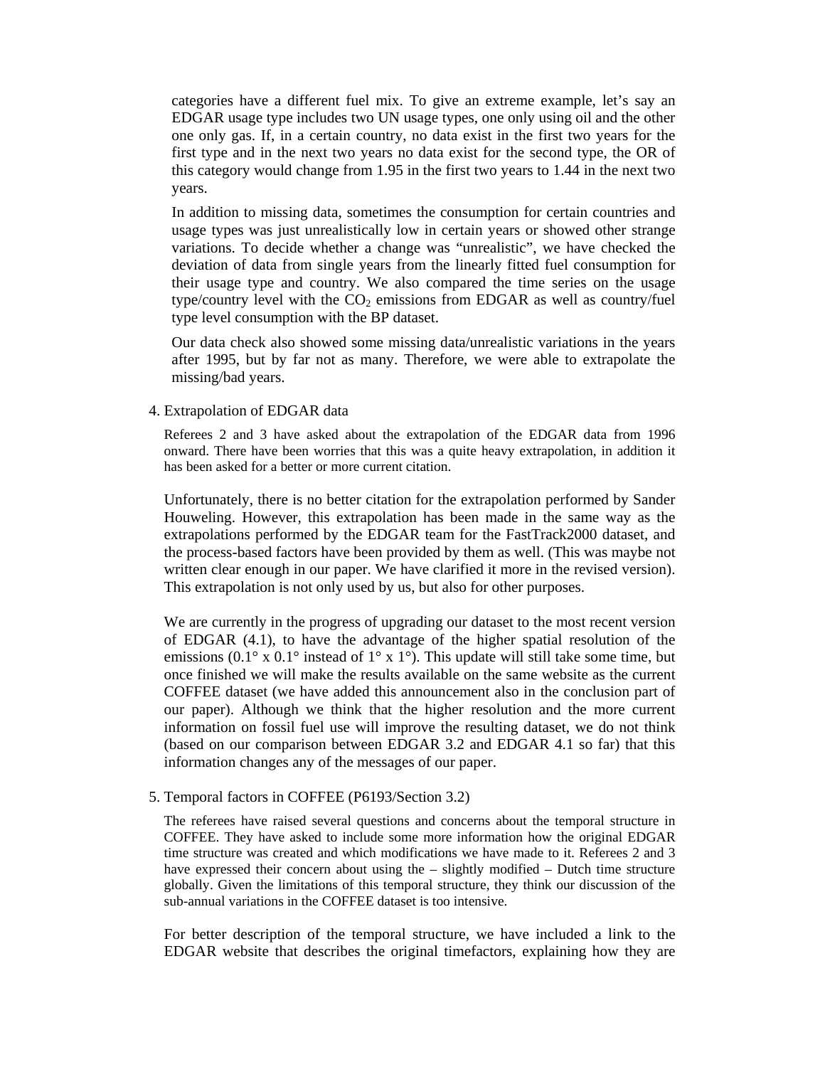categories have a different fuel mix. To give an extreme example, let's say an EDGAR usage type includes two UN usage types, one only using oil and the other one only gas. If, in a certain country, no data exist in the first two years for the first type and in the next two years no data exist for the second type, the OR of this category would change from 1.95 in the first two years to 1.44 in the next two years.

In addition to missing data, sometimes the consumption for certain countries and usage types was just unrealistically low in certain years or showed other strange variations. To decide whether a change was "unrealistic", we have checked the deviation of data from single years from the linearly fitted fuel consumption for their usage type and country. We also compared the time series on the usage type/country level with the $CO_2$ emissions from EDGAR as well as country/fuel type level consumption with the BP dataset.

Our data check also showed some missing data/unrealistic variations in the years after 1995, but by far not as many. Therefore, we were able to extrapolate the missing/bad years.

4. Extrapolation of EDGAR data

Referees 2 and 3 have asked about the extrapolation of the EDGAR data from 1996 onward. There have been worries that this was a quite heavy extrapolation, in addition it has been asked for a better or more current citation.

Unfortunately, there is no better citation for the extrapolation performed by Sander Houweling. However, this extrapolation has been made in the same way as the extrapolations performed by the EDGAR team for the FastTrack2000 dataset, and the process-based factors have been provided by them as well. (This was maybe not written clear enough in our paper. We have clarified it more in the revised version). This extrapolation is not only used by us, but also for other purposes.

We are currently in the progress of upgrading our dataset to the most recent version of EDGAR (4.1), to have the advantage of the higher spatial resolution of the emissions (0.1° x 0.1° instead of 1° x 1°). This update will still take some time, but once finished we will make the results available on the same website as the current COFFEE dataset (we have added this announcement also in the conclusion part of our paper). Although we think that the higher resolution and the more current information on fossil fuel use will improve the resulting dataset, we do not think (based on our comparison between EDGAR 3.2 and EDGAR 4.1 so far) that this information changes any of the messages of our paper.

5. Temporal factors in COFFEE (P6193/Section 3.2)

The referees have raised several questions and concerns about the temporal structure in COFFEE. They have asked to include some more information how the original EDGAR time structure was created and which modifications we have made to it. Referees 2 and 3 have expressed their concern about using the – slightly modified – Dutch time structure globally. Given the limitations of this temporal structure, they think our discussion of the sub-annual variations in the COFFEE dataset is too intensive.

For better description of the temporal structure, we have included a link to the EDGAR website that describes the original timefactors, explaining how they are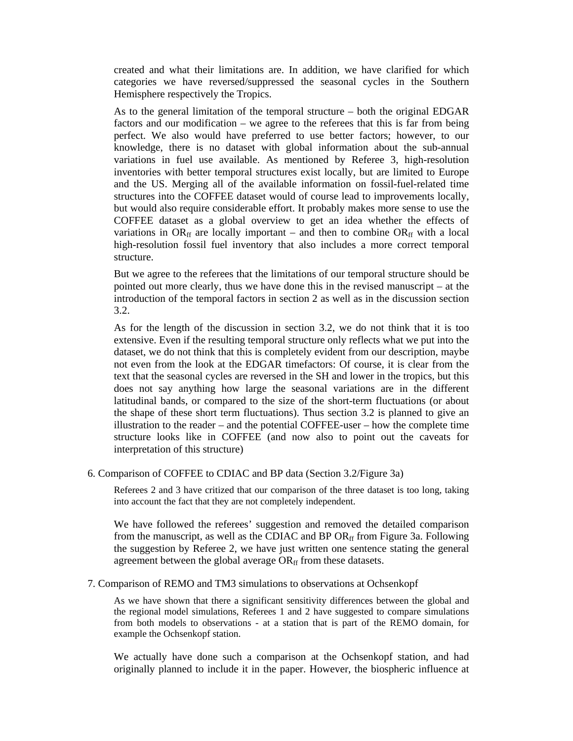created and what their limitations are. In addition, we have clarified for which categories we have reversed/suppressed the seasonal cycles in the Southern Hemisphere respectively the Tropics.

As to the general limitation of the temporal structure – both the original EDGAR factors and our modification – we agree to the referees that this is far from being perfect. We also would have preferred to use better factors; however, to our knowledge, there is no dataset with global information about the sub-annual variations in fuel use available. As mentioned by Referee 3, high-resolution inventories with better temporal structures exist locally, but are limited to Europe and the US. Merging all of the available information on fossil-fuel-related time structures into the COFFEE dataset would of course lead to improvements locally, but would also require considerable effort. It probably makes more sense to use the COFFEE dataset as a global overview to get an idea whether the effects of variations in $OR_{ff}$ are locally important – and then to combine $OR_{ff}$ with a local high-resolution fossil fuel inventory that also includes a more correct temporal structure.

But we agree to the referees that the limitations of our temporal structure should be pointed out more clearly, thus we have done this in the revised manuscript – at the introduction of the temporal factors in section 2 as well as in the discussion section 3.2.

As for the length of the discussion in section 3.2, we do not think that it is too extensive. Even if the resulting temporal structure only reflects what we put into the dataset, we do not think that this is completely evident from our description, maybe not even from the look at the EDGAR timefactors: Of course, it is clear from the text that the seasonal cycles are reversed in the SH and lower in the tropics, but this does not say anything how large the seasonal variations are in the different latitudinal bands, or compared to the size of the short-term fluctuations (or about the shape of these short term fluctuations). Thus section 3.2 is planned to give an illustration to the reader – and the potential COFFEE-user – how the complete time structure looks like in COFFEE (and now also to point out the caveats for interpretation of this structure)

6. Comparison of COFFEE to CDIAC and BP data (Section 3.2/Figure 3a)

Referees 2 and 3 have critized that our comparison of the three dataset is too long, taking into account the fact that they are not completely independent.

We have followed the referees' suggestion and removed the detailed comparison from the manuscript, as well as the CDIAC and BP $OR_{ff}$ from Figure 3a. Following the suggestion by Referee 2, we have just written one sentence stating the general agreement between the global average $OR_{ff}$ from these datasets.

7. Comparison of REMO and TM3 simulations to observations at Ochsenkopf

As we have shown that there a significant sensitivity differences between the global and the regional model simulations, Referees 1 and 2 have suggested to compare simulations from both models to observations - at a station that is part of the REMO domain, for example the Ochsenkopf station.

We actually have done such a comparison at the Ochsenkopf station, and had originally planned to include it in the paper. However, the biospheric influence at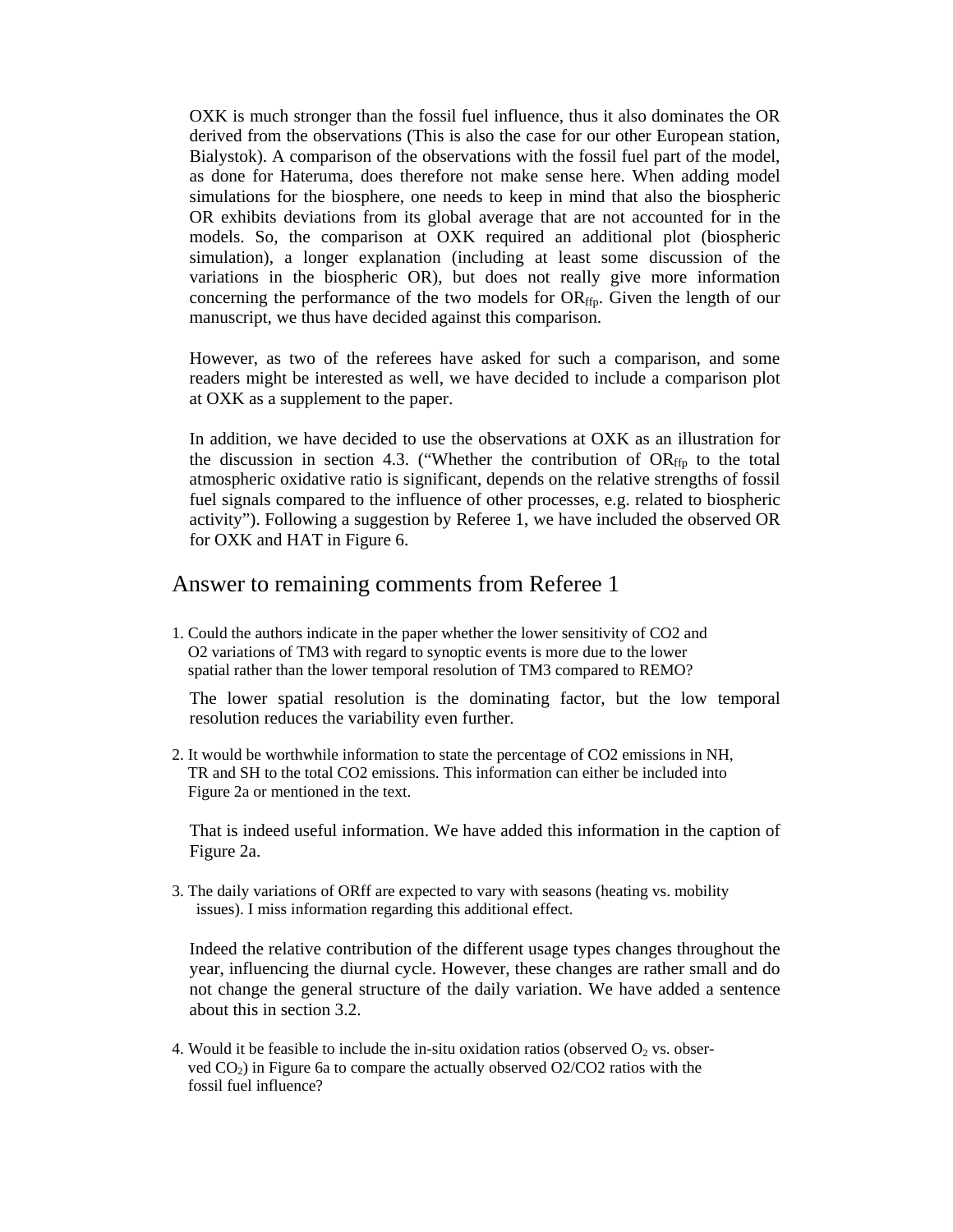OXK is much stronger than the fossil fuel influence, thus it also dominates the OR derived from the observations (This is also the case for our other European station, Bialystok). A comparison of the observations with the fossil fuel part of the model, as done for Hateruma, does therefore not make sense here. When adding model simulations for the biosphere, one needs to keep in mind that also the biospheric OR exhibits deviations from its global average that are not accounted for in the models. So, the comparison at OXK required an additional plot (biospheric simulation), a longer explanation (including at least some discussion of the variations in the biospheric OR), but does not really give more information concerning the performance of the two models for $OR_{ffp}$. Given the length of our manuscript, we thus have decided against this comparison.

However, as two of the referees have asked for such a comparison, and some readers might be interested as well, we have decided to include a comparison plot at OXK as a supplement to the paper.

In addition, we have decided to use the observations at OXK as an illustration for the discussion in section 4.3. ("Whether the contribution of $OR_{ffp}$ to the total atmospheric oxidative ratio is significant, depends on the relative strengths of fossil fuel signals compared to the influence of other processes, e.g. related to biospheric activity"). Following a suggestion by Referee 1, we have included the observed OR for OXK and HAT in Figure 6.

## Answer to remaining comments from Referee 1

1. Could the authors indicate in the paper whether the lower sensitivity of CO2 and O2 variations of TM3 with regard to synoptic events is more due to the lower spatial rather than the lower temporal resolution of TM3 compared to REMO?

   The lower spatial resolution is the dominating factor, but the low temporal resolution reduces the variability even further.

2. It would be worthwhile information to state the percentage of CO2 emissions in NH, TR and SH to the total CO2 emissions. This information can either be included into Figure 2a or mentioned in the text.

   That is indeed useful information. We have added this information in the caption of Figure 2a.

3. The daily variations of ORff are expected to vary with seasons (heating vs. mobility issues). I miss information regarding this additional effect.

   Indeed the relative contribution of the different usage types changes throughout the year, influencing the diurnal cycle. However, these changes are rather small and do not change the general structure of the daily variation. We have added a sentence about this in section 3.2.

4. Would it be feasible to include the in-situ oxidation ratios (observed $O_2$ vs. observed $CO_2$) in Figure 6a to compare the actually observed O2/CO2 ratios with the fossil fuel influence?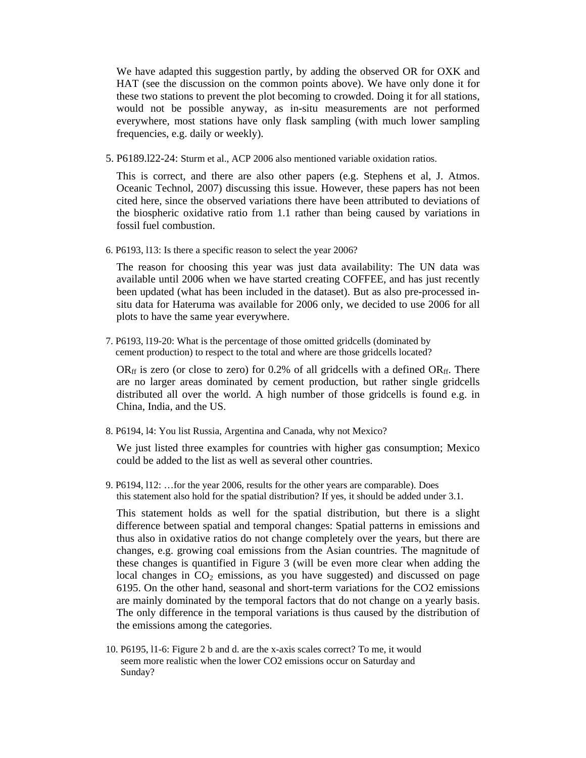We have adapted this suggestion partly, by adding the observed OR for OXK and HAT (see the discussion on the common points above). We have only done it for these two stations to prevent the plot becoming to crowded. Doing it for all stations, would not be possible anyway, as in-situ measurements are not performed everywhere, most stations have only flask sampling (with much lower sampling frequencies, e.g. daily or weekly).

5. P6189.l22-24: Sturm et al., ACP 2006 also mentioned variable oxidation ratios.

   This is correct, and there are also other papers (e.g. Stephens et al, J. Atmos. Oceanic Technol, 2007) discussing this issue. However, these papers has not been cited here, since the observed variations there have been attributed to deviations of the biospheric oxidative ratio from 1.1 rather than being caused by variations in fossil fuel combustion.

6. P6193, l13: Is there a specific reason to select the year 2006?

   The reason for choosing this year was just data availability: The UN data was available until 2006 when we have started creating COFFEE, and has just recently been updated (what has been included in the dataset). But as also pre-processed in-situ data for Hateruma was available for 2006 only, we decided to use 2006 for all plots to have the same year everywhere.

7. P6193, l19-20: What is the percentage of those omitted gridcells (dominated by cement production) to respect to the total and where are those gridcells located?

   $OR_{ff}$ is zero (or close to zero) for 0.2% of all gridcells with a defined $OR_{ff}$. There are no larger areas dominated by cement production, but rather single gridcells distributed all over the world. A high number of those gridcells is found e.g. in China, India, and the US.

8. P6194, l4: You list Russia, Argentina and Canada, why not Mexico?

   We just listed three examples for countries with higher gas consumption; Mexico could be added to the list as well as several other countries.

9. P6194, l12: …for the year 2006, results for the other years are comparable). Does this statement also hold for the spatial distribution? If yes, it should be added under 3.1.

   This statement holds as well for the spatial distribution, but there is a slight difference between spatial and temporal changes: Spatial patterns in emissions and thus also in oxidative ratios do not change completely over the years, but there are changes, e.g. growing coal emissions from the Asian countries. The magnitude of these changes is quantified in Figure 3 (will be even more clear when adding the local changes in $CO_2$ emissions, as you have suggested) and discussed on page 6195. On the other hand, seasonal and short-term variations for the CO2 emissions are mainly dominated by the temporal factors that do not change on a yearly basis. The only difference in the temporal variations is thus caused by the distribution of the emissions among the categories.

10. P6195, l1-6: Figure 2 b and d. are the x-axis scales correct? To me, it would seem more realistic when the lower CO2 emissions occur on Saturday and Sunday?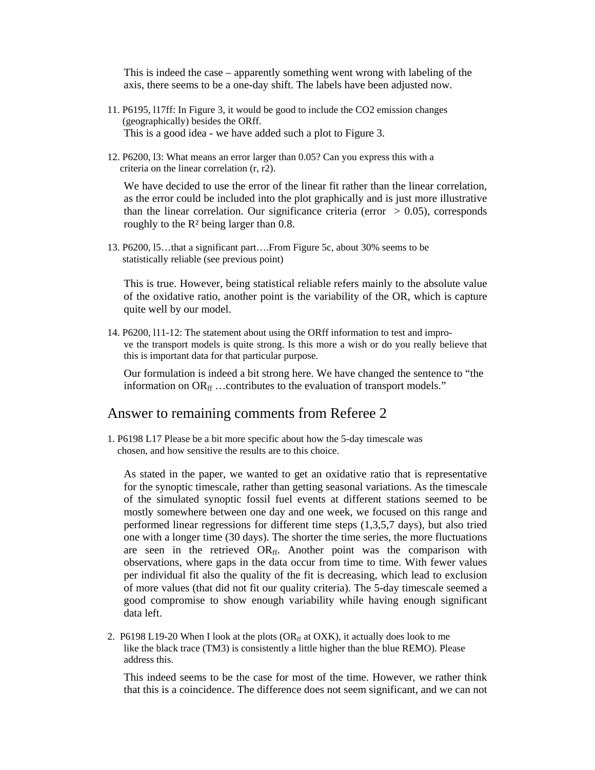This is indeed the case – apparently something went wrong with labeling of the axis, there seems to be a one-day shift. The labels have been adjusted now.

11. P6195, l17ff: In Figure 3, it would be good to include the $CO_2$ emission changes (geographically) besides the ORff.

    This is a good idea - we have added such a plot to Figure 3.

12. P6200, l3: What means an error larger than 0.05? Can you express this with a criteria on the linear correlation (r, r2).

    We have decided to use the error of the linear fit rather than the linear correlation, as the error could be included into the plot graphically and is just more illustrative than the linear correlation. Our significance criteria (error $> 0.05$), corresponds roughly to the $R^2$ being larger than 0.8.

13. P6200, l5…that a significant part….From Figure 5c, about 30% seems to be statistically reliable (see previous point)

    This is true. However, being statistical reliable refers mainly to the absolute value of the oxidative ratio, another point is the variability of the OR, which is capture quite well by our model.

14. P6200, l11-12: The statement about using the ORff information to test and improve the transport models is quite strong. Is this more a wish or do you really believe that this is important data for that particular purpose.

    Our formulation is indeed a bit strong here. We have changed the sentence to "the information on $OR_{ff}$ …contributes to the evaluation of transport models."

## Answer to remaining comments from Referee 2

1. P6198 L17 Please be a bit more specific about how the 5-day timescale was chosen, and how sensitive the results are to this choice.

   As stated in the paper, we wanted to get an oxidative ratio that is representative for the synoptic timescale, rather than getting seasonal variations. As the timescale of the simulated synoptic fossil fuel events at different stations seemed to be mostly somewhere between one day and one week, we focused on this range and performed linear regressions for different time steps (1,3,5,7 days), but also tried one with a longer time (30 days). The shorter the time series, the more fluctuations are seen in the retrieved $OR_{ff}$. Another point was the comparison with observations, where gaps in the data occur from time to time. With fewer values per individual fit also the quality of the fit is decreasing, which lead to exclusion of more values (that did not fit our quality criteria). The 5-day timescale seemed a good compromise to show enough variability while having enough significant data left.

2. P6198 L19-20 When I look at the plots ($OR_{ff}$ at OXK), it actually does look to me like the black trace (TM3) is consistently a little higher than the blue REMO). Please address this.

   This indeed seems to be the case for most of the time. However, we rather think that this is a coincidence. The difference does not seem significant, and we can not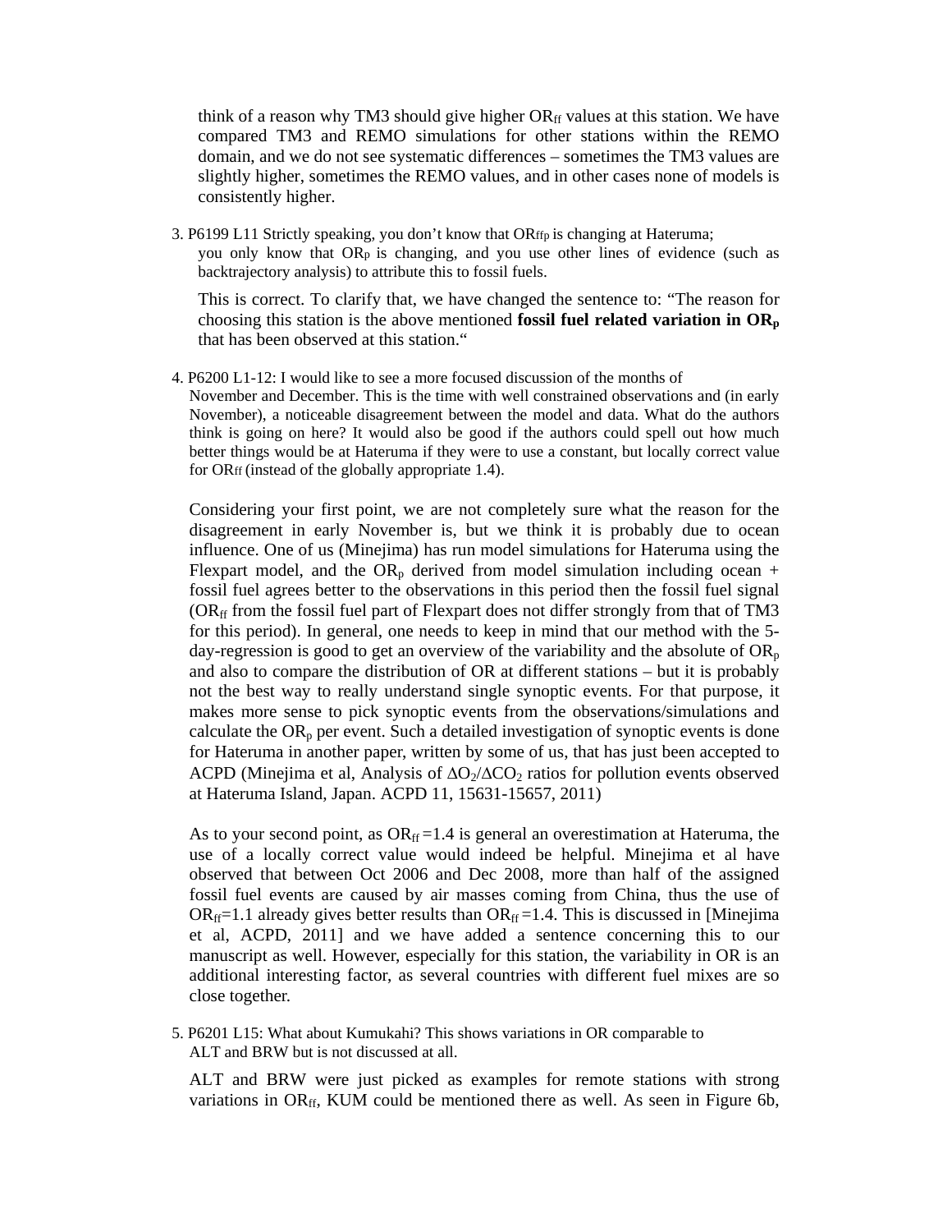think of a reason why TM3 should give higher $OR_{ff}$ values at this station. We have compared TM3 and REMO simulations for other stations within the REMO domain, and we do not see systematic differences – sometimes the TM3 values are slightly higher, sometimes the REMO values, and in other cases none of models is consistently higher.

3. P6199 L11 Strictly speaking, you don't know that $OR_{ffp}$ is changing at Hateruma; you only know that $OR_p$ is changing, and you use other lines of evidence (such as backtrajectory analysis) to attribute this to fossil fuels.

   This is correct. To clarify that, we have changed the sentence to: "The reason for choosing this station is the above mentioned **fossil fuel related variation in $OR_p$** that has been observed at this station."

4. P6200 L1-12: I would like to see a more focused discussion of the months of November and December. This is the time with well constrained observations and (in early November), a noticeable disagreement between the model and data. What do the authors think is going on here? It would also be good if the authors could spell out how much better things would be at Hateruma if they were to use a constant, but locally correct value for $OR_{ff}$ (instead of the globally appropriate 1.4).

   Considering your first point, we are not completely sure what the reason for the disagreement in early November is, but we think it is probably due to ocean influence. One of us (Minejima) has run model simulations for Hateruma using the Flexpart model, and the $OR_p$ derived from model simulation including ocean + fossil fuel agrees better to the observations in this period then the fossil fuel signal ($OR_{ff}$ from the fossil fuel part of Flexpart does not differ strongly from that of TM3 for this period). In general, one needs to keep in mind that our method with the 5-day-regression is good to get an overview of the variability and the absolute of $OR_p$ and also to compare the distribution of OR at different stations – but it is probably not the best way to really understand single synoptic events. For that purpose, it makes more sense to pick synoptic events from the observations/simulations and calculate the $OR_p$ per event. Such a detailed investigation of synoptic events is done for Hateruma in another paper, written by some of us, that has just been accepted to ACPD (Minejima et al, Analysis of $\Delta O_2/\Delta CO_2$ ratios for pollution events observed at Hateruma Island, Japan. ACPD 11, 15631-15657, 2011)

   As to your second point, as $OR_{ff} = 1.4$ is general an overestimation at Hateruma, the use of a locally correct value would indeed be helpful. Minejima et al have observed that between Oct 2006 and Dec 2008, more than half of the assigned fossil fuel events are caused by air masses coming from China, thus the use of $OR_{ff}=1.1$ already gives better results than $OR_{ff} = 1.4$. This is discussed in [Minejima et al, ACPD, 2011] and we have added a sentence concerning this to our manuscript as well. However, especially for this station, the variability in OR is an additional interesting factor, as several countries with different fuel mixes are so close together.

5. P6201 L15: What about Kumukahi? This shows variations in OR comparable to ALT and BRW but is not discussed at all.

   ALT and BRW were just picked as examples for remote stations with strong variations in $OR_{ff}$, KUM could be mentioned there as well. As seen in Figure 6b,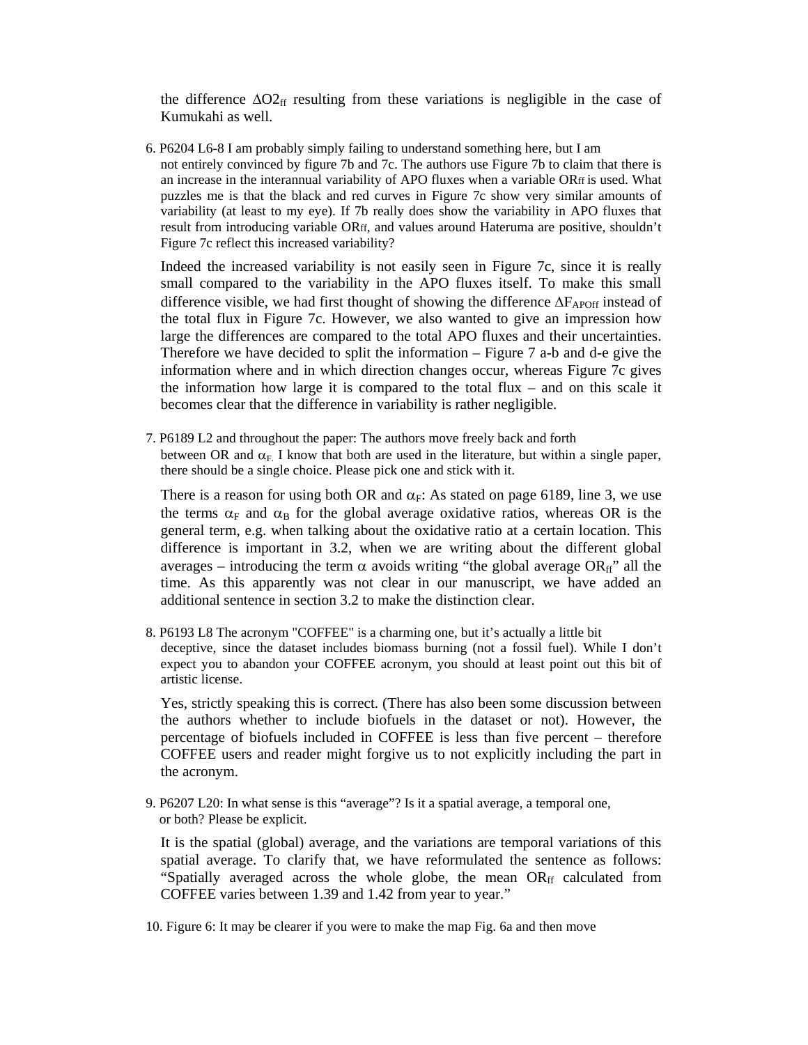the difference $\Delta O2_{ff}$ resulting from these variations is negligible in the case of Kumukahi as well.

6. P6204 L6-8 I am probably simply failing to understand something here, but I am not entirely convinced by figure 7b and 7c. The authors use Figure 7b to claim that there is an increase in the interannual variability of APO fluxes when a variable $OR_{ff}$ is used. What puzzles me is that the black and red curves in Figure 7c show very similar amounts of variability (at least to my eye). If 7b really does show the variability in APO fluxes that result from introducing variable $OR_{ff}$, and values around Hateruma are positive, shouldn't Figure 7c reflect this increased variability?

   Indeed the increased variability is not easily seen in Figure 7c, since it is really small compared to the variability in the APO fluxes itself. To make this small difference visible, we had first thought of showing the difference $\Delta F_{APOff}$ instead of the total flux in Figure 7c. However, we also wanted to give an impression how large the differences are compared to the total APO fluxes and their uncertainties. Therefore we have decided to split the information – Figure 7 a-b and d-e give the information where and in which direction changes occur, whereas Figure 7c gives the information how large it is compared to the total flux – and on this scale it becomes clear that the difference in variability is rather negligible.

7. P6189 L2 and throughout the paper: The authors move freely back and forth between OR and $\alpha_F$. I know that both are used in the literature, but within a single paper, there should be a single choice. Please pick one and stick with it.

   There is a reason for using both OR and $\alpha_F$: As stated on page 6189, line 3, we use the terms $\alpha_F$ and $\alpha_B$ for the global average oxidative ratios, whereas OR is the general term, e.g. when talking about the oxidative ratio at a certain location. This difference is important in 3.2, when we are writing about the different global averages – introducing the term $\alpha$ avoids writing "the global average $OR_{ff}$" all the time. As this apparently was not clear in our manuscript, we have added an additional sentence in section 3.2 to make the distinction clear.

8. P6193 L8 The acronym "COFFEE" is a charming one, but it's actually a little bit deceptive, since the dataset includes biomass burning (not a fossil fuel). While I don't expect you to abandon your COFFEE acronym, you should at least point out this bit of artistic license.

   Yes, strictly speaking this is correct. (There has also been some discussion between the authors whether to include biofuels in the dataset or not). However, the percentage of biofuels included in COFFEE is less than five percent – therefore COFFEE users and reader might forgive us to not explicitly including the part in the acronym.

9. P6207 L20: In what sense is this "average"? Is it a spatial average, a temporal one, or both? Please be explicit.

   It is the spatial (global) average, and the variations are temporal variations of this spatial average. To clarify that, we have reformulated the sentence as follows: "Spatially averaged across the whole globe, the mean $OR_{ff}$ calculated from COFFEE varies between 1.39 and 1.42 from year to year."

10. Figure 6: It may be clearer if you were to make the map Fig. 6a and then move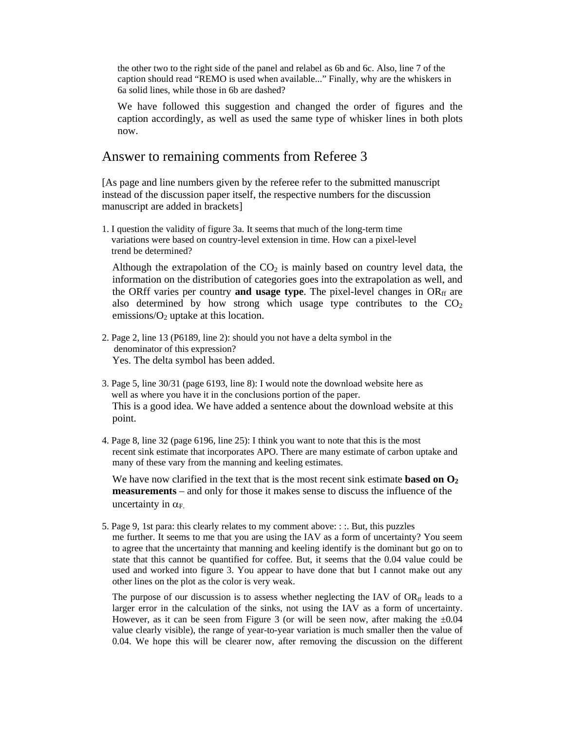the other two to the right side of the panel and relabel as 6b and 6c. Also, line 7 of the caption should read "REMO is used when available..." Finally, why are the whiskers in 6a solid lines, while those in 6b are dashed?

We have followed this suggestion and changed the order of figures and the caption accordingly, as well as used the same type of whisker lines in both plots now.

## Answer to remaining comments from Referee 3

[As page and line numbers given by the referee refer to the submitted manuscript instead of the discussion paper itself, the respective numbers for the discussion manuscript are added in brackets]

1. I question the validity of figure 3a. It seems that much of the long-term time variations were based on country-level extension in time. How can a pixel-level trend be determined?

   Although the extrapolation of the $CO_2$ is mainly based on country level data, the information on the distribution of categories goes into the extrapolation as well, and the ORff varies per country **and usage type**. The pixel-level changes in $OR_{ff}$ are also determined by how strong which usage type contributes to the $CO_2$ emissions/$O_2$ uptake at this location.

2. Page 2, line 13 (P6189, line 2): should you not have a delta symbol in the denominator of this expression?
   Yes. The delta symbol has been added.

3. Page 5, line 30/31 (page 6193, line 8): I would note the download website here as well as where you have it in the conclusions portion of the paper.
   This is a good idea. We have added a sentence about the download website at this point.

4. Page 8, line 32 (page 6196, line 25): I think you want to note that this is the most recent sink estimate that incorporates APO. There are many estimate of carbon uptake and many of these vary from the manning and keeling estimates.

   We have now clarified in the text that is the most recent sink estimate **based on $O_2$ measurements** – and only for those it makes sense to discuss the influence of the uncertainty in $\alpha_F$.

5. Page 9, 1st para: this clearly relates to my comment above: : :. But, this puzzles me further. It seems to me that you are using the IAV as a form of uncertainty? You seem to agree that the uncertainty that manning and keeling identify is the dominant but go on to state that this cannot be quantified for coffee. But, it seems that the 0.04 value could be used and worked into figure 3. You appear to have done that but I cannot make out any other lines on the plot as the color is very weak.

   The purpose of our discussion is to assess whether neglecting the IAV of $OR_{ff}$ leads to a larger error in the calculation of the sinks, not using the IAV as a form of uncertainty. However, as it can be seen from Figure 3 (or will be seen now, after making the $\pm 0.04$ value clearly visible), the range of year-to-year variation is much smaller then the value of 0.04. We hope this will be clearer now, after removing the discussion on the different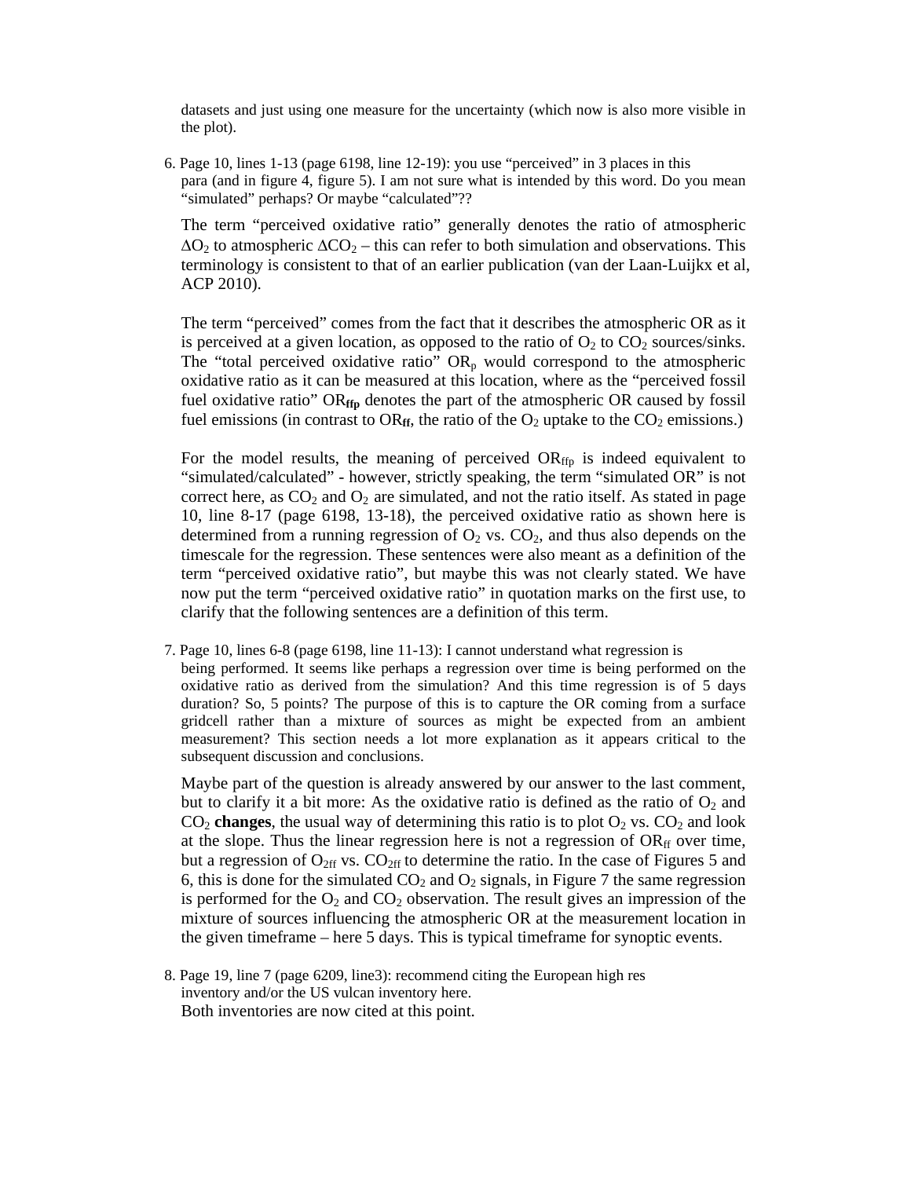datasets and just using one measure for the uncertainty (which now is also more visible in the plot).

6. Page 10, lines 1-13 (page 6198, line 12-19): you use "perceived" in 3 places in this para (and in figure 4, figure 5). I am not sure what is intended by this word. Do you mean "simulated" perhaps? Or maybe "calculated"??

   The term "perceived oxidative ratio" generally denotes the ratio of atmospheric $\Delta O_2$ to atmospheric $\Delta CO_2$ – this can refer to both simulation and observations. This terminology is consistent to that of an earlier publication (van der Laan-Luijkx et al, ACP 2010).

   The term "perceived" comes from the fact that it describes the atmospheric OR as it is perceived at a given location, as opposed to the ratio of $O_2$ to $CO_2$ sources/sinks. The "total perceived oxidative ratio" $OR_p$ would correspond to the atmospheric oxidative ratio as it can be measured at this location, where as the "perceived fossil fuel oxidative ratio" $OR_{\mathbf{ffp}}$ denotes the part of the atmospheric OR caused by fossil fuel emissions (in contrast to $OR_{\mathbf{ff}}$, the ratio of the $O_2$ uptake to the $CO_2$ emissions.)

   For the model results, the meaning of perceived $OR_{ffp}$ is indeed equivalent to "simulated/calculated" - however, strictly speaking, the term "simulated OR" is not correct here, as $CO_2$ and $O_2$ are simulated, and not the ratio itself. As stated in page 10, line 8-17 (page 6198, 13-18), the perceived oxidative ratio as shown here is determined from a running regression of $O_2$ vs. $CO_2$, and thus also depends on the timescale for the regression. These sentences were also meant as a definition of the term "perceived oxidative ratio", but maybe this was not clearly stated. We have now put the term "perceived oxidative ratio" in quotation marks on the first use, to clarify that the following sentences are a definition of this term.

7. Page 10, lines 6-8 (page 6198, line 11-13): I cannot understand what regression is being performed. It seems like perhaps a regression over time is being performed on the oxidative ratio as derived from the simulation? And this time regression is of 5 days duration? So, 5 points? The purpose of this is to capture the OR coming from a surface gridcell rather than a mixture of sources as might be expected from an ambient measurement? This section needs a lot more explanation as it appears critical to the subsequent discussion and conclusions.

   Maybe part of the question is already answered by our answer to the last comment, but to clarify it a bit more: As the oxidative ratio is defined as the ratio of $O_2$ and $CO_2$ **changes**, the usual way of determining this ratio is to plot $O_2$ vs. $CO_2$ and look at the slope. Thus the linear regression here is not a regression of $OR_{ff}$ over time, but a regression of $O_{2ff}$ vs. $CO_{2ff}$ to determine the ratio. In the case of Figures 5 and 6, this is done for the simulated $CO_2$ and $O_2$ signals, in Figure 7 the same regression is performed for the $O_2$ and $CO_2$ observation. The result gives an impression of the mixture of sources influencing the atmospheric OR at the measurement location in the given timeframe – here 5 days. This is typical timeframe for synoptic events.

8. Page 19, line 7 (page 6209, line3): recommend citing the European high res inventory and/or the US vulcan inventory here.

   Both inventories are now cited at this point.